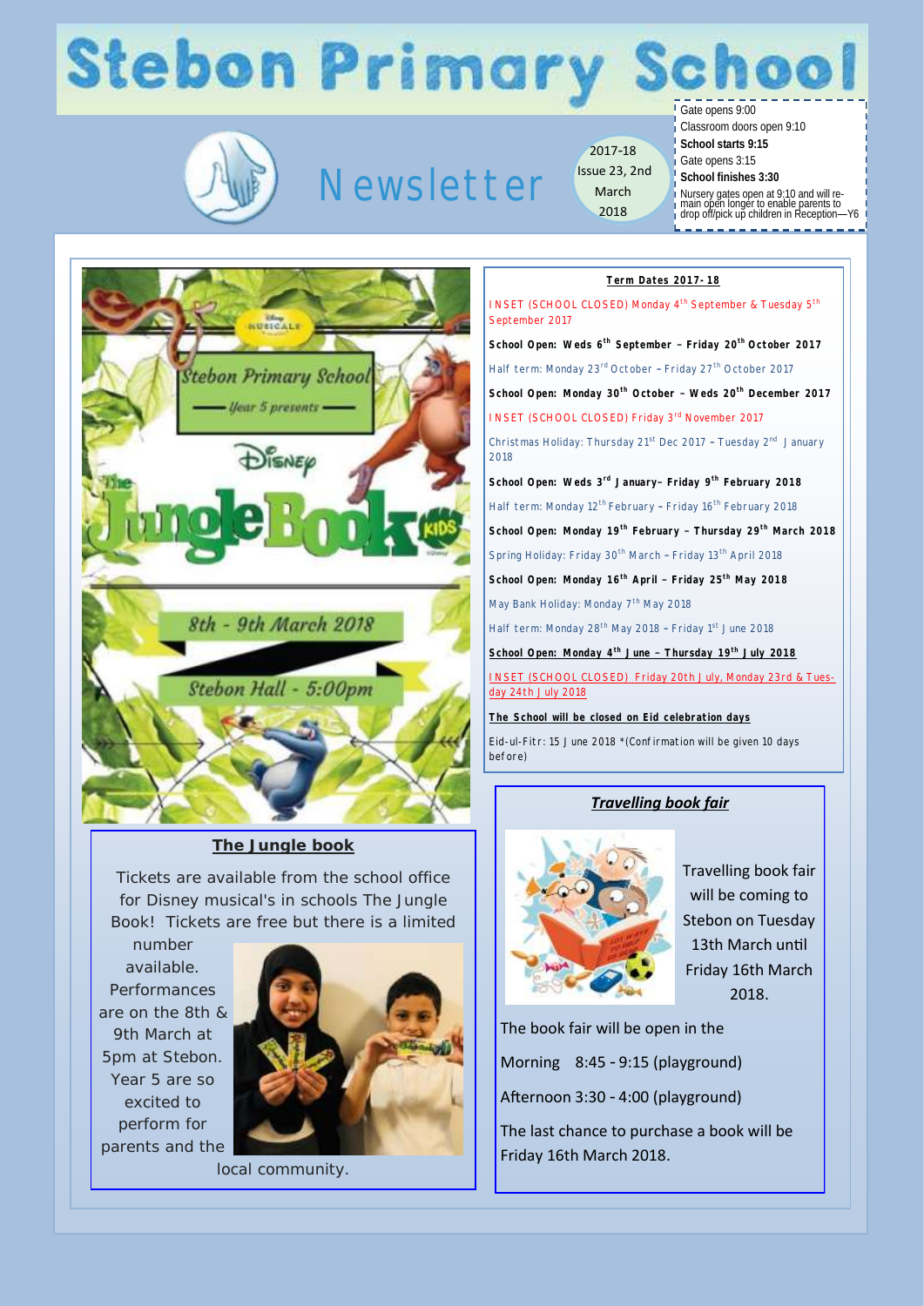# Stebon Primary School

## Newsletter

2017-18 Issue 23, 2nd March 2018

Gate opens 9:00
Classroom doors open 9:10
**School starts 9:15**
Gate opens 3:15
**School finishes 3:30**
Nursery gates open at 9:10 and will remain open longer to enable parents to drop off/pick up children in Reception—Y6

## The Jungle book

Tickets are available from the school office for Disney musical's in schools The Jungle Book! Tickets are free but there is a limited number available. Performances are on the 8th & 9th March at 5pm at Stebon. Year 5 are so excited to perform for parents and the local community.

## Term Dates 2017-18

INSET (SCHOOL CLOSED) Monday 4th September & Tuesday 5th September 2017

**School Open: Weds 6th September – Friday 20th October 2017**

Half term: Monday 23rd October – Friday 27th October 2017

**School Open: Monday 30th October – Weds 20th December 2017**

INSET (SCHOOL CLOSED) Friday 3rd November 2017

Christmas Holiday: Thursday 21st Dec 2017 – Tuesday 2nd January 2018

**School Open: Weds 3rd January– Friday 9th February 2018**

Half term: Monday 12th February – Friday 16th February 2018

**School Open: Monday 19th February – Thursday 29th March 2018**

Spring Holiday: Friday 30th March – Friday 13th April 2018

**School Open: Monday 16th April – Friday 25th May 2018**

May Bank Holiday: Monday 7th May 2018

Half term: Monday 28th May 2018 – Friday 1st June 2018

**School Open: Monday 4th June – Thursday 19th July 2018**

INSET (SCHOOL CLOSED) Friday 20th July, Monday 23rd & Tuesday 24th July 2018

**The School will be closed on Eid celebration days**

Eid-ul-Fitr: 15 June 2018 *(Confirmation will be given 10 days before)

## *Travelling book fair*

Travelling book fair will be coming to Stebon on Tuesday 13th March until Friday 16th March 2018.

The book fair will be open in the

Morning 8:45 - 9:15 (playground)

Afternoon 3:30 - 4:00 (playground)

The last chance to purchase a book will be Friday 16th March 2018.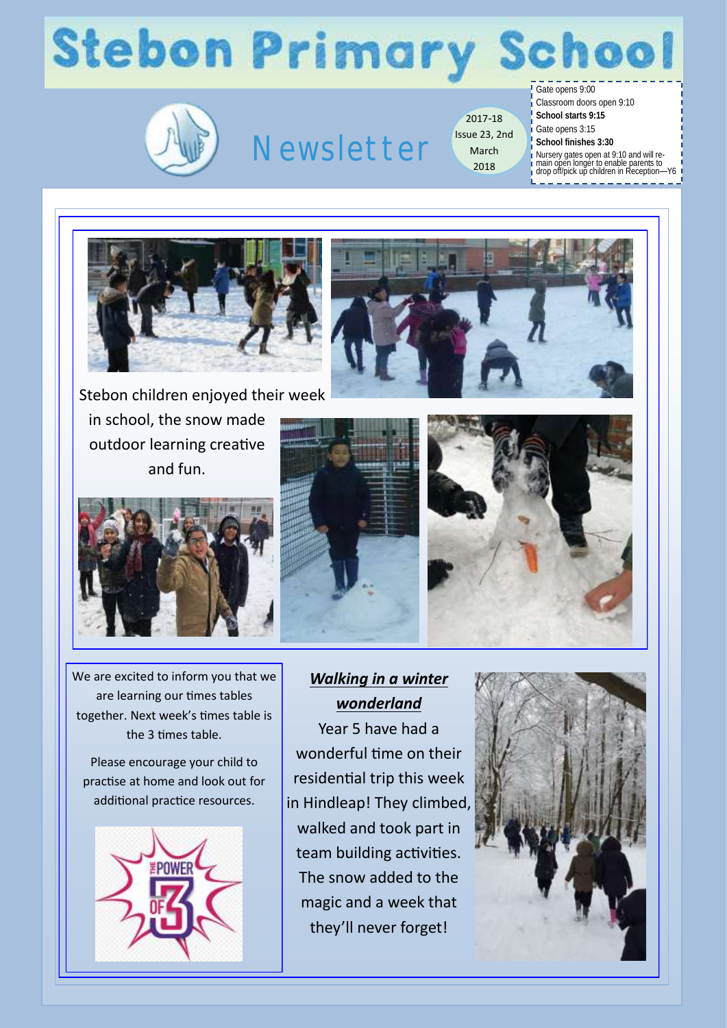# Stebon Primary School

## Newsletter

2017-18 Issue 23, 2nd March 2018

Gate opens 9:00
Classroom doors open 9:10
**School starts 9:15**
Gate opens 3:15
**School finishes 3:30**
Nursery gates open at 9:10 and will remain open longer to enable parents to drop off/pick up children in Reception—Y6

Stebon children enjoyed their week in school, the snow made outdoor learning creative and fun.

We are excited to inform you that we are learning our times tables together. Next week's times table is the 3 times table.

Please encourage your child to practise at home and look out for additional practice resources.

### ***Walking in a winter wonderland***

Year 5 have had a wonderful time on their residential trip this week in Hindleap! They climbed, walked and took part in team building activities. The snow added to the magic and a week that they'll never forget!